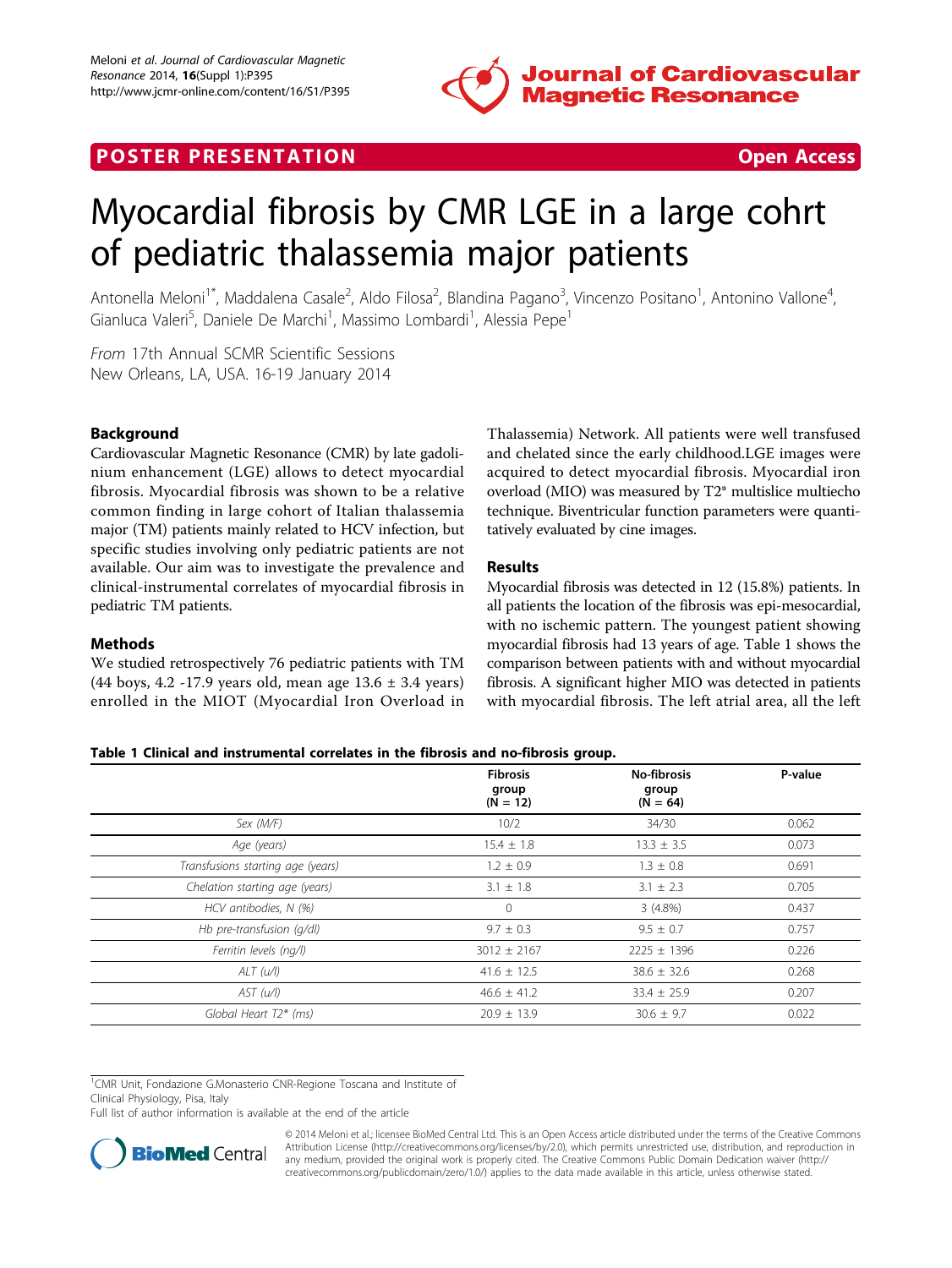POSTER PRESENTATION Open Access

# Myocardial fibrosis by CMR LGE in a large cohrt of pediatric thalassemia major patients

Antonella Meloni[1*], Maddalena Casale[2], Aldo Filosa[2], Blandina Pagano[3], Vincenzo Positano[1], Antonino Vallone[4], Gianluca Valeri[5], Daniele De Marchi[1], Massimo Lombardi[1], Alessia Pepe[1]

*From* 17th Annual SCMR Scientific Sessions
New Orleans, LA, USA. 16-19 January 2014

## Background

Cardiovascular Magnetic Resonance (CMR) by late gadolinium enhancement (LGE) allows to detect myocardial fibrosis. Myocardial fibrosis was shown to be a relative common finding in large cohort of Italian thalassemia major (TM) patients mainly related to HCV infection, but specific studies involving only pediatric patients are not available. Our aim was to investigate the prevalence and clinical-instrumental correlates of myocardial fibrosis in pediatric TM patients.

## Methods

We studied retrospectively 76 pediatric patients with TM (44 boys, 4.2 -17.9 years old, mean age 13.6 ± 3.4 years) enrolled in the MIOT (Myocardial Iron Overload in Thalassemia) Network. All patients were well transfused and chelated since the early childhood.LGE images were acquired to detect myocardial fibrosis. Myocardial iron overload (MIO) was measured by T2* multislice multiecho technique. Biventricular function parameters were quantitatively evaluated by cine images.

## Results

Myocardial fibrosis was detected in 12 (15.8%) patients. In all patients the location of the fibrosis was epi-mesocardial, with no ischemic pattern. The youngest patient showing myocardial fibrosis had 13 years of age. Table 1 shows the comparison between patients with and without myocardial fibrosis. A significant higher MIO was detected in patients with myocardial fibrosis. The left atrial area, all the left

**Table 1 Clinical and instrumental correlates in the fibrosis and no-fibrosis group.**

| | Fibrosis group (N = 12) | No-fibrosis group (N = 64) | P-value |
|---|---|---|---|
| *Sex (M/F)* | 10/2 | 34/30 | 0.062 |
| *Age (years)* | 15.4 ± 1.8 | 13.3 ± 3.5 | 0.073 |
| *Transfusions starting age (years)* | 1.2 ± 0.9 | 1.3 ± 0.8 | 0.691 |
| *Chelation starting age (years)* | 3.1 ± 1.8 | 3.1 ± 2.3 | 0.705 |
| *HCV antibodies, N (%)* | 0 | 3 (4.8%) | 0.437 |
| *Hb pre-transfusion (g/dl)* | 9.7 ± 0.3 | 9.5 ± 0.7 | 0.757 |
| *Ferritin levels (ng/l)* | 3012 ± 2167 | 2225 ± 1396 | 0.226 |
| *ALT (u/l)* | 41.6 ± 12.5 | 38.6 ± 32.6 | 0.268 |
| *AST (u/l)* | 46.6 ± 41.2 | 33.4 ± 25.9 | 0.207 |
| *Global Heart T2* (ms)* | 20.9 ± 13.9 | 30.6 ± 9.7 | 0.022 |

[1]CMR Unit, Fondazione G.Monasterio CNR-Regione Toscana and Institute of Clinical Physiology, Pisa, Italy
Full list of author information is available at the end of the article

© 2014 Meloni et al.; licensee BioMed Central Ltd. This is an Open Access article distributed under the terms of the Creative Commons Attribution License (http://creativecommons.org/licenses/by/2.0), which permits unrestricted use, distribution, and reproduction in any medium, provided the original work is properly cited. The Creative Commons Public Domain Dedication waiver (http://creativecommons.org/publicdomain/zero/1.0/) applies to the data made available in this article, unless otherwise stated.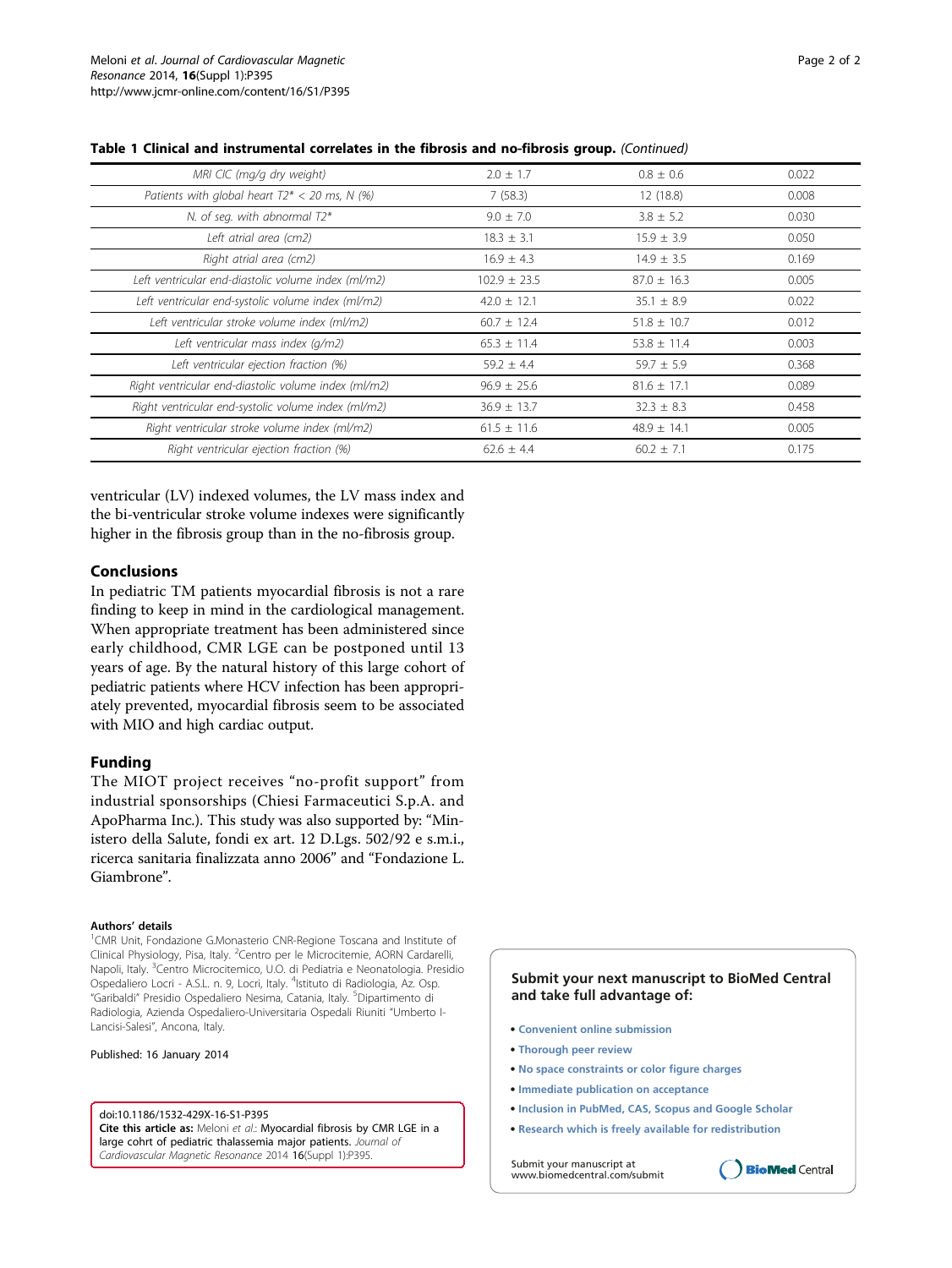**Table 1 Clinical and instrumental correlates in the fibrosis and no-fibrosis group.** *(Continued)*

| | | | |
|---|---|---|---|
| *MRI CIC (mg/g dry weight)* | 2.0 ± 1.7 | 0.8 ± 0.6 | 0.022 |
| *Patients with global heart T2* < 20 ms, N (%)* | 7 (58.3) | 12 (18.8) | 0.008 |
| *N. of seg. with abnormal T2** | 9.0 ± 7.0 | 3.8 ± 5.2 | 0.030 |
| *Left atrial area (cm2)* | 18.3 ± 3.1 | 15.9 ± 3.9 | 0.050 |
| *Right atrial area (cm2)* | 16.9 ± 4.3 | 14.9 ± 3.5 | 0.169 |
| *Left ventricular end-diastolic volume index (ml/m2)* | 102.9 ± 23.5 | 87.0 ± 16.3 | 0.005 |
| *Left ventricular end-systolic volume index (ml/m2)* | 42.0 ± 12.1 | 35.1 ± 8.9 | 0.022 |
| *Left ventricular stroke volume index (ml/m2)* | 60.7 ± 12.4 | 51.8 ± 10.7 | 0.012 |
| *Left ventricular mass index (g/m2)* | 65.3 ± 11.4 | 53.8 ± 11.4 | 0.003 |
| *Left ventricular ejection fraction (%)* | 59.2 ± 4.4 | 59.7 ± 5.9 | 0.368 |
| *Right ventricular end-diastolic volume index (ml/m2)* | 96.9 ± 25.6 | 81.6 ± 17.1 | 0.089 |
| *Right ventricular end-systolic volume index (ml/m2)* | 36.9 ± 13.7 | 32.3 ± 8.3 | 0.458 |
| *Right ventricular stroke volume index (ml/m2)* | 61.5 ± 11.6 | 48.9 ± 14.1 | 0.005 |
| *Right ventricular ejection fraction (%)* | 62.6 ± 4.4 | 60.2 ± 7.1 | 0.175 |

ventricular (LV) indexed volumes, the LV mass index and the bi-ventricular stroke volume indexes were significantly higher in the fibrosis group than in the no-fibrosis group.

## Conclusions

In pediatric TM patients myocardial fibrosis is not a rare finding to keep in mind in the cardiological management. When appropriate treatment has been administered since early childhood, CMR LGE can be postponed until 13 years of age. By the natural history of this large cohort of pediatric patients where HCV infection has been appropriately prevented, myocardial fibrosis seem to be associated with MIO and high cardiac output.

## Funding

The MIOT project receives "no-profit support" from industrial sponsorships (Chiesi Farmaceutici S.p.A. and ApoPharma Inc.). This study was also supported by: "Ministero della Salute, fondi ex art. 12 D.Lgs. 502/92 e s.m.i., ricerca sanitaria finalizzata anno 2006" and "Fondazione L. Giambrone".

#### Authors' details

[1]CMR Unit, Fondazione G.Monasterio CNR-Regione Toscana and Institute of Clinical Physiology, Pisa, Italy. [2]Centro per le Microcitemie, AORN Cardarelli, Napoli, Italy. [3]Centro Microcitemico, U.O. di Pediatria e Neonatologia. Presidio Ospedaliero Locri - A.S.L. n. 9, Locri, Italy. [4]Istituto di Radiologia, Az. Osp. "Garibaldi" Presidio Ospedaliero Nesima, Catania, Italy. [5]Dipartimento di Radiologia, Azienda Ospedaliero-Universitaria Ospedali Riuniti "Umberto I-Lancisi-Salesi", Ancona, Italy.

Published: 16 January 2014

doi:10.1186/1532-429X-16-S1-P395
**Cite this article as:** Meloni *et al.*: Myocardial fibrosis by CMR LGE in a large cohrt of pediatric thalassemia major patients. *Journal of Cardiovascular Magnetic Resonance* 2014 **16**(Suppl 1):P395.

**Submit your next manuscript to BioMed Central and take full advantage of:**

- Convenient online submission
- Thorough peer review
- No space constraints or color figure charges
- Immediate publication on acceptance
- Inclusion in PubMed, CAS, Scopus and Google Scholar
- Research which is freely available for redistribution

Submit your manuscript at www.biomedcentral.com/submit

BioMed Central